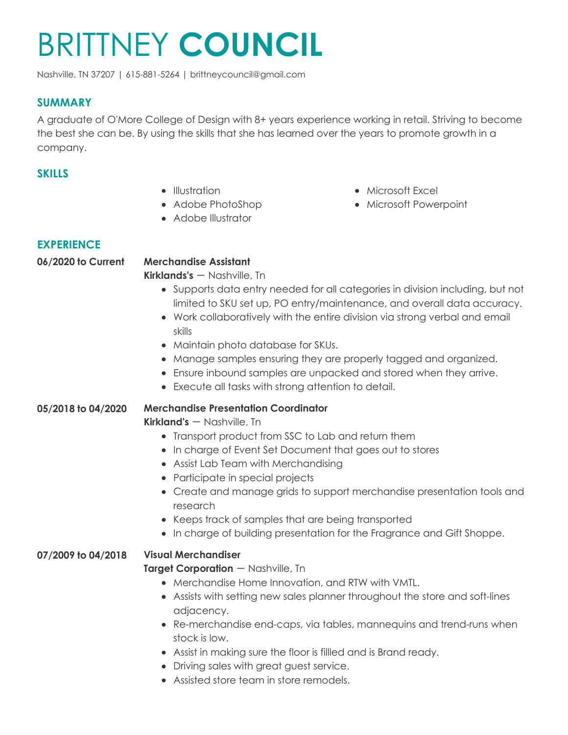# BRITTNEY **COUNCIL**

Nashville, TN 37207 | 615-881-5264 | brittneycouncil@gmail.com

## SUMMARY

A graduate of O'More College of Design with 8+ years experience working in retail. Striving to become the best she can be. By using the skills that she has learned over the years to promote growth in a company.

## SKILLS

- Illustration
- Adobe PhotoShop
- Adobe Illustrator
- Microsoft Excel
- Microsoft Powerpoint

## EXPERIENCE

**06/2020 to Current**

**Merchandise Assistant**
**Kirklands's** — Nashville, Tn

- Supports data entry needed for all categories in division including, but not limited to SKU set up, PO entry/maintenance, and overall data accuracy.
- Work collaboratively with the entire division via strong verbal and email skills
- Maintain photo database for SKUs.
- Manage samples ensuring they are properly tagged and organized.
- Ensure inbound samples are unpacked and stored when they arrive.
- Execute all tasks with strong attention to detail.

**05/2018 to 04/2020**

**Merchandise Presentation Coordinator**
**Kirkland's** — Nashville, Tn

- Transport product from SSC to Lab and return them
- In charge of Event Set Document that goes out to stores
- Assist Lab Team with Merchandising
- Participate in special projects
- Create and manage grids to support merchandise presentation tools and research
- Keeps track of samples that are being transported
- In charge of building presentation for the Fragrance and Gift Shoppe.

**07/2009 to 04/2018**

**Visual Merchandiser**
**Target Corporation** — Nashville, Tn

- Merchandise Home Innovation, and RTW with VMTL.
- Assists with setting new sales planner throughout the store and soft-lines adjacency.
- Re-merchandise end-caps, via tables, mannequins and trend-runs when stock is low.
- Assist in making sure the floor is fillled and is Brand ready.
- Driving sales with great guest service.
- Assisted store team in store remodels.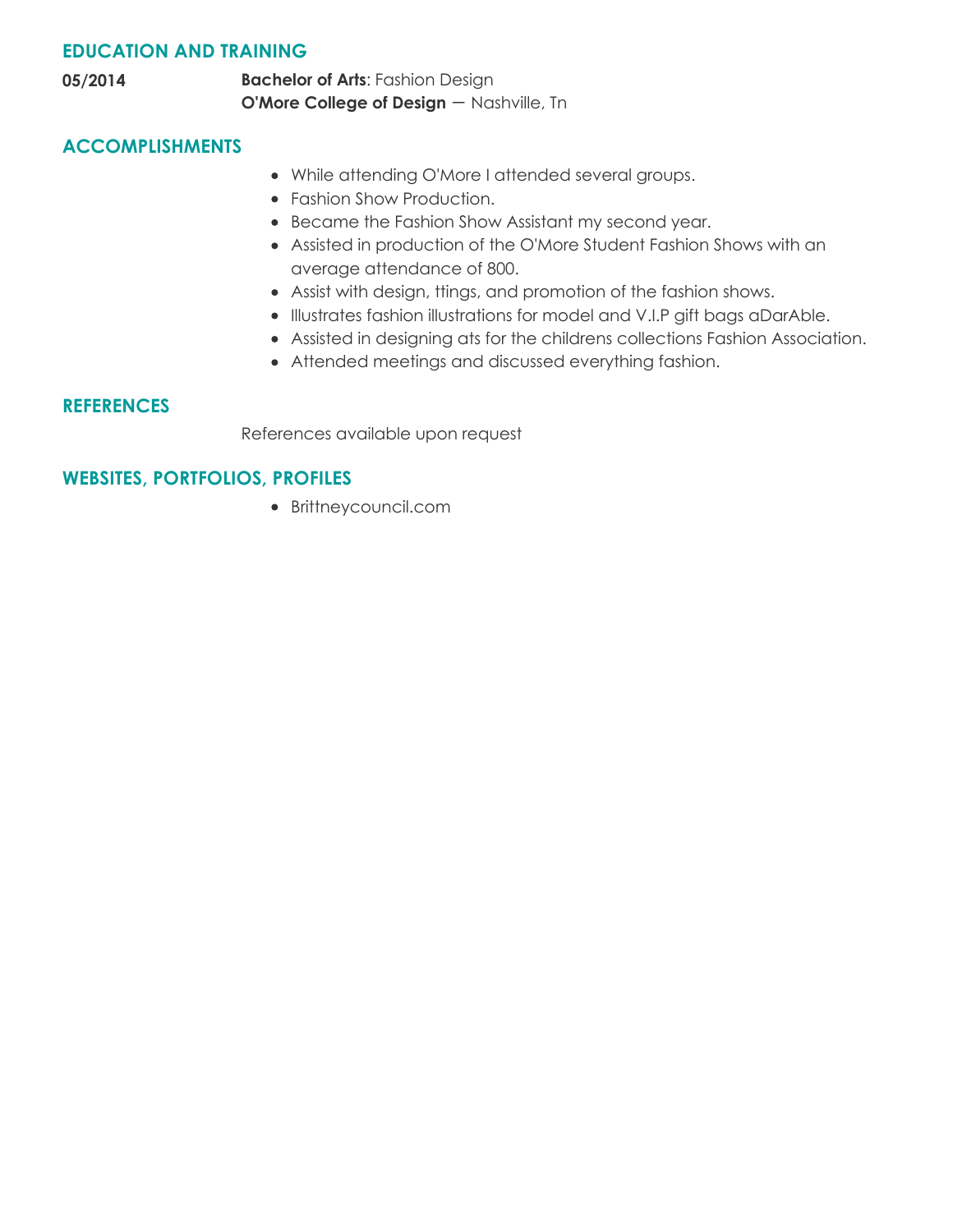## EDUCATION AND TRAINING

**05/2014** **Bachelor of Arts**: Fashion Design
**O'More College of Design** — Nashville, Tn

## ACCOMPLISHMENTS

- While attending O'More I attended several groups.
- Fashion Show Production.
- Became the Fashion Show Assistant my second year.
- Assisted in production of the O'More Student Fashion Shows with an average attendance of 800.
- Assist with design, ttings, and promotion of the fashion shows.
- Illustrates fashion illustrations for model and V.I.P gift bags aDarAble.
- Assisted in designing ats for the childrens collections Fashion Association.
- Attended meetings and discussed everything fashion.

## REFERENCES

References available upon request

## WEBSITES, PORTFOLIOS, PROFILES

- Brittneycouncil.com